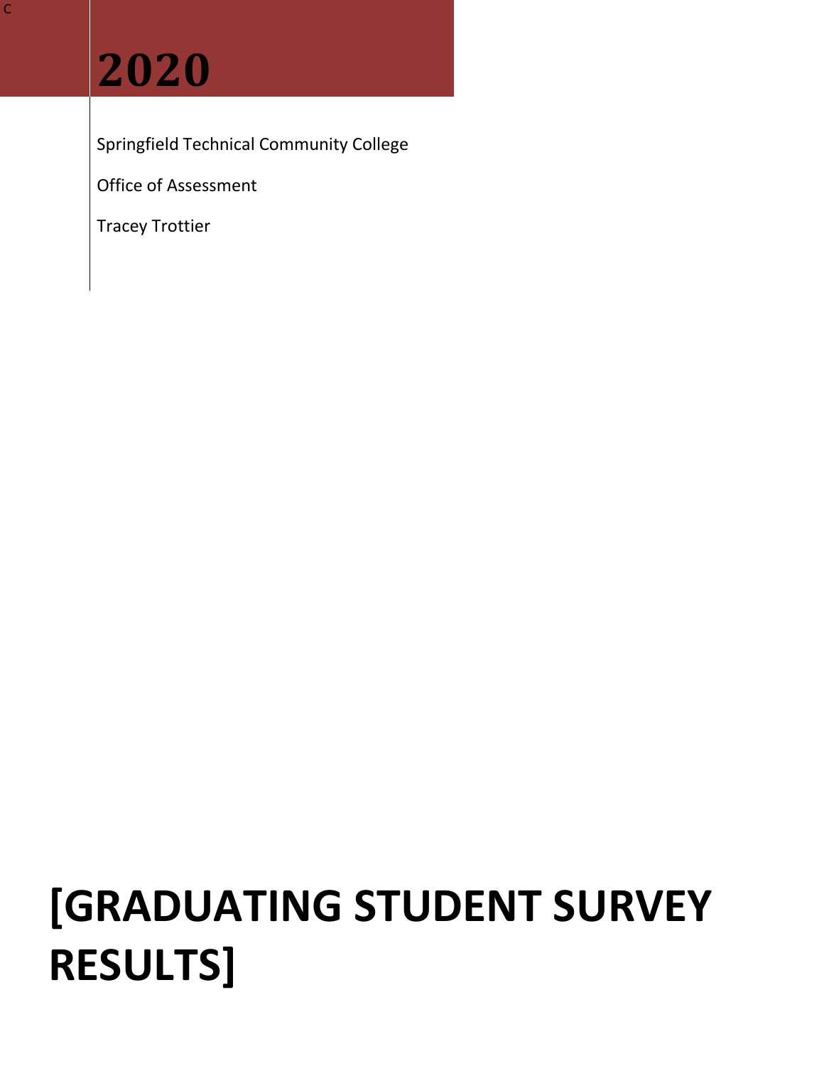C

# 2020

Springfield Technical Community College

Office of Assessment

Tracey Trottier

# [GRADUATING STUDENT SURVEY RESULTS]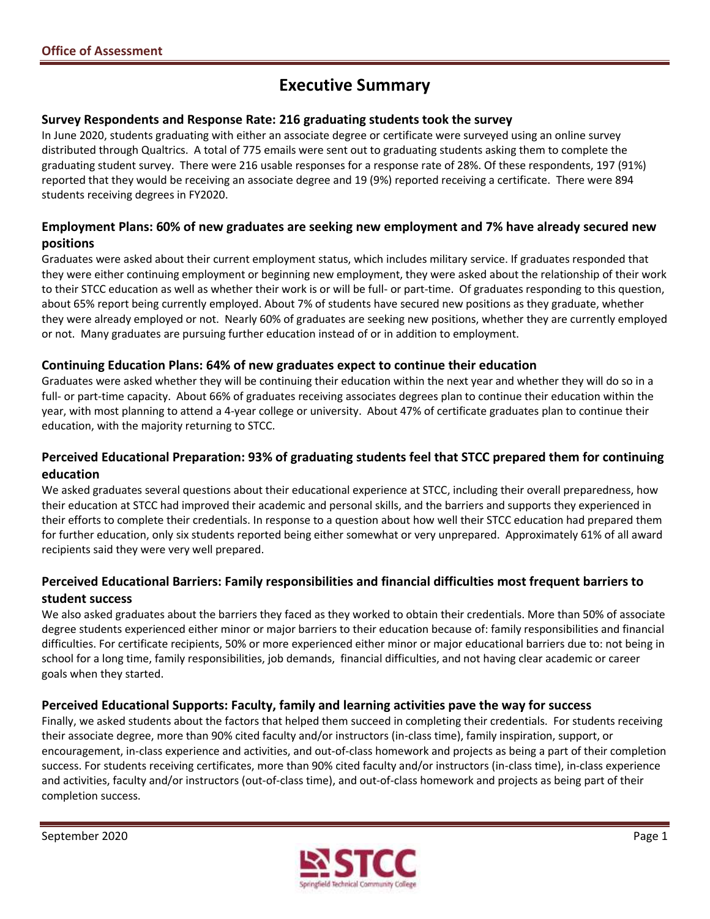# Executive Summary

### Survey Respondents and Response Rate: 216 graduating students took the survey

In June 2020, students graduating with either an associate degree or certificate were surveyed using an online survey distributed through Qualtrics. A total of 775 emails were sent out to graduating students asking them to complete the graduating student survey. There were 216 usable responses for a response rate of 28%. Of these respondents, 197 (91%) reported that they would be receiving an associate degree and 19 (9%) reported receiving a certificate. There were 894 students receiving degrees in FY2020.

### Employment Plans: 60% of new graduates are seeking new employment and 7% have already secured new positions

Graduates were asked about their current employment status, which includes military service. If graduates responded that they were either continuing employment or beginning new employment, they were asked about the relationship of their work to their STCC education as well as whether their work is or will be full- or part-time. Of graduates responding to this question, about 65% report being currently employed. About 7% of students have secured new positions as they graduate, whether they were already employed or not. Nearly 60% of graduates are seeking new positions, whether they are currently employed or not. Many graduates are pursuing further education instead of or in addition to employment.

### Continuing Education Plans: 64% of new graduates expect to continue their education

Graduates were asked whether they will be continuing their education within the next year and whether they will do so in a full- or part-time capacity. About 66% of graduates receiving associates degrees plan to continue their education within the year, with most planning to attend a 4-year college or university. About 47% of certificate graduates plan to continue their education, with the majority returning to STCC.

### Perceived Educational Preparation: 93% of graduating students feel that STCC prepared them for continuing education

We asked graduates several questions about their educational experience at STCC, including their overall preparedness, how their education at STCC had improved their academic and personal skills, and the barriers and supports they experienced in their efforts to complete their credentials. In response to a question about how well their STCC education had prepared them for further education, only six students reported being either somewhat or very unprepared. Approximately 61% of all award recipients said they were very well prepared.

### Perceived Educational Barriers: Family responsibilities and financial difficulties most frequent barriers to student success

We also asked graduates about the barriers they faced as they worked to obtain their credentials. More than 50% of associate degree students experienced either minor or major barriers to their education because of: family responsibilities and financial difficulties. For certificate recipients, 50% or more experienced either minor or major educational barriers due to: not being in school for a long time, family responsibilities, job demands, financial difficulties, and not having clear academic or career goals when they started.

### Perceived Educational Supports: Faculty, family and learning activities pave the way for success

Finally, we asked students about the factors that helped them succeed in completing their credentials. For students receiving their associate degree, more than 90% cited faculty and/or instructors (in-class time), family inspiration, support, or encouragement, in-class experience and activities, and out-of-class homework and projects as being a part of their completion success. For students receiving certificates, more than 90% cited faculty and/or instructors (in-class time), in-class experience and activities, faculty and/or instructors (out-of-class time), and out-of-class homework and projects as being part of their completion success.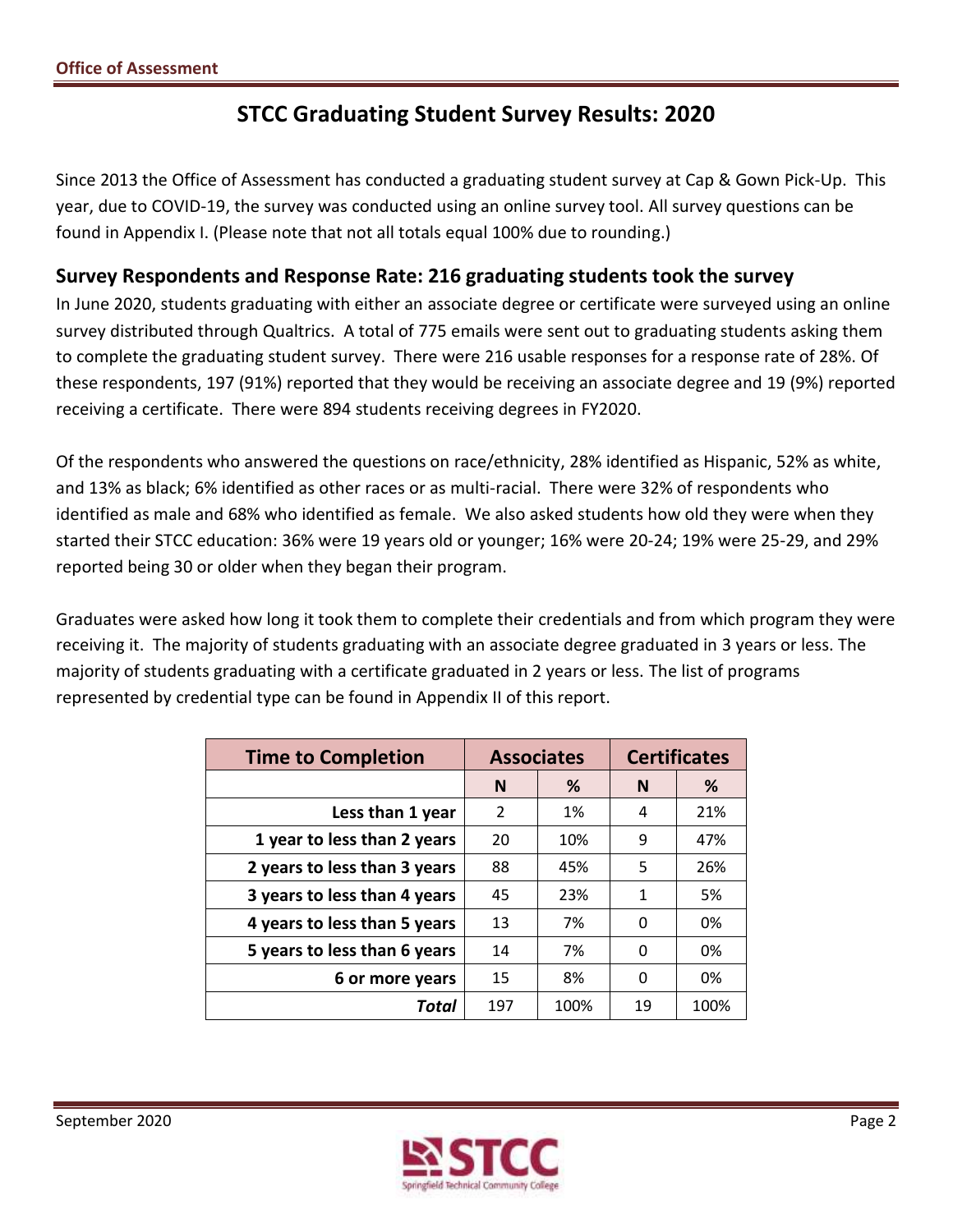# STCC Graduating Student Survey Results: 2020

Since 2013 the Office of Assessment has conducted a graduating student survey at Cap & Gown Pick-Up. This year, due to COVID-19, the survey was conducted using an online survey tool. All survey questions can be found in Appendix I. (Please note that not all totals equal 100% due to rounding.)

## Survey Respondents and Response Rate: 216 graduating students took the survey

In June 2020, students graduating with either an associate degree or certificate were surveyed using an online survey distributed through Qualtrics. A total of 775 emails were sent out to graduating students asking them to complete the graduating student survey. There were 216 usable responses for a response rate of 28%. Of these respondents, 197 (91%) reported that they would be receiving an associate degree and 19 (9%) reported receiving a certificate. There were 894 students receiving degrees in FY2020.

Of the respondents who answered the questions on race/ethnicity, 28% identified as Hispanic, 52% as white, and 13% as black; 6% identified as other races or as multi-racial. There were 32% of respondents who identified as male and 68% who identified as female. We also asked students how old they were when they started their STCC education: 36% were 19 years old or younger; 16% were 20-24; 19% were 25-29, and 29% reported being 30 or older when they began their program.

Graduates were asked how long it took them to complete their credentials and from which program they were receiving it. The majority of students graduating with an associate degree graduated in 3 years or less. The majority of students graduating with a certificate graduated in 2 years or less. The list of programs represented by credential type can be found in Appendix II of this report.

| Time to Completion | Associates | | Certificates | |
|---|---|---|---|---|
| | N | % | N | % |
| Less than 1 year | 2 | 1% | 4 | 21% |
| 1 year to less than 2 years | 20 | 10% | 9 | 47% |
| 2 years to less than 3 years | 88 | 45% | 5 | 26% |
| 3 years to less than 4 years | 45 | 23% | 1 | 5% |
| 4 years to less than 5 years | 13 | 7% | 0 | 0% |
| 5 years to less than 6 years | 14 | 7% | 0 | 0% |
| 6 or more years | 15 | 8% | 0 | 0% |
| ***Total*** | 197 | 100% | 19 | 100% |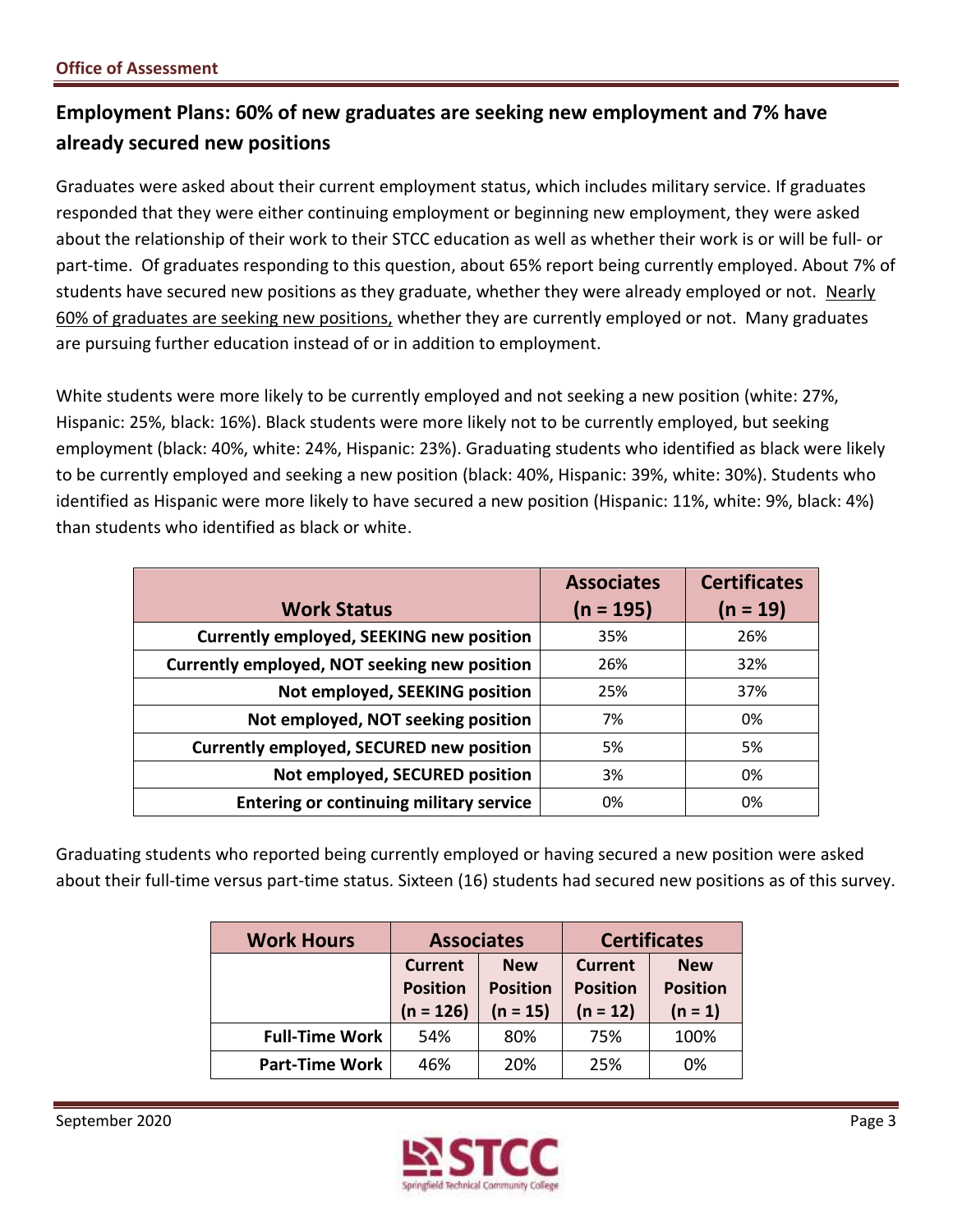## Employment Plans: 60% of new graduates are seeking new employment and 7% have already secured new positions

Graduates were asked about their current employment status, which includes military service. If graduates responded that they were either continuing employment or beginning new employment, they were asked about the relationship of their work to their STCC education as well as whether their work is or will be full- or part-time. Of graduates responding to this question, about 65% report being currently employed. About 7% of students have secured new positions as they graduate, whether they were already employed or not. Nearly 60% of graduates are seeking new positions, whether they are currently employed or not. Many graduates are pursuing further education instead of or in addition to employment.

White students were more likely to be currently employed and not seeking a new position (white: 27%, Hispanic: 25%, black: 16%). Black students were more likely not to be currently employed, but seeking employment (black: 40%, white: 24%, Hispanic: 23%). Graduating students who identified as black were likely to be currently employed and seeking a new position (black: 40%, Hispanic: 39%, white: 30%). Students who identified as Hispanic were more likely to have secured a new position (Hispanic: 11%, white: 9%, black: 4%) than students who identified as black or white.

| Work Status | Associates (n = 195) | Certificates (n = 19) |
|---|---|---|
| Currently employed, SEEKING new position | 35% | 26% |
| Currently employed, NOT seeking new position | 26% | 32% |
| Not employed, SEEKING position | 25% | 37% |
| Not employed, NOT seeking position | 7% | 0% |
| Currently employed, SECURED new position | 5% | 5% |
| Not employed, SECURED position | 3% | 0% |
| Entering or continuing military service | 0% | 0% |

Graduating students who reported being currently employed or having secured a new position were asked about their full-time versus part-time status. Sixteen (16) students had secured new positions as of this survey.

| Work Hours | Associates | | Certificates | |
|---|---|---|---|---|
| | Current Position (n = 126) | New Position (n = 15) | Current Position (n = 12) | New Position (n = 1) |
| Full-Time Work | 54% | 80% | 75% | 100% |
| Part-Time Work | 46% | 20% | 25% | 0% |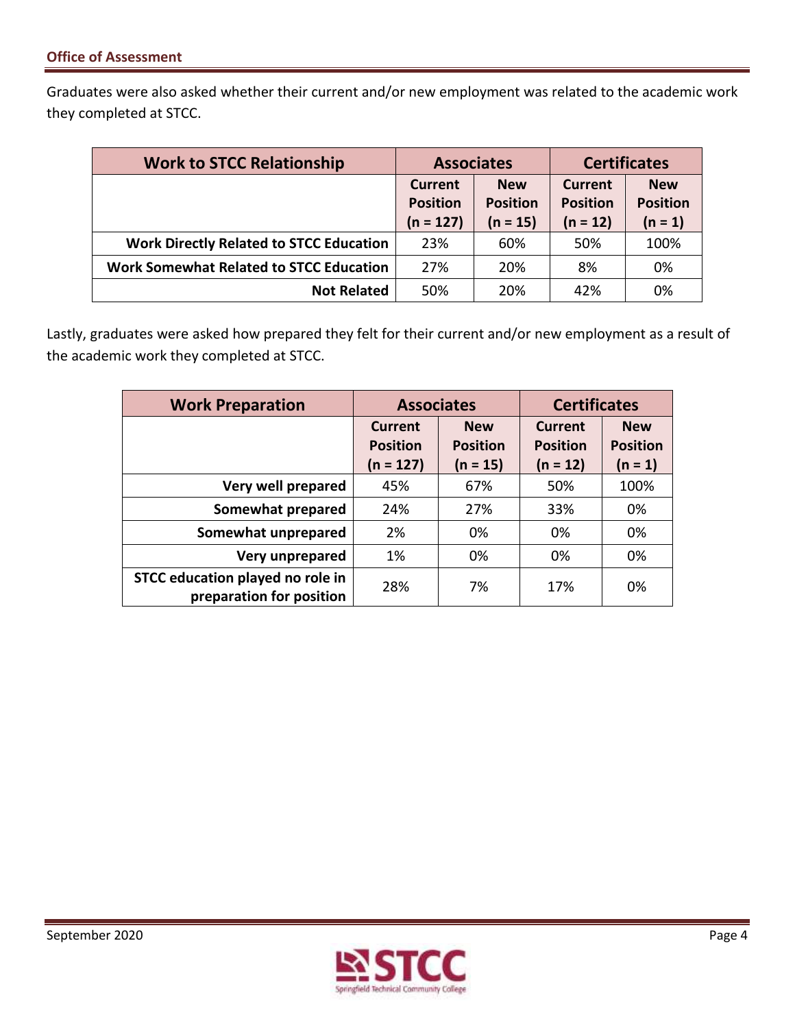Graduates were also asked whether their current and/or new employment was related to the academic work they completed at STCC.

| Work to STCC Relationship | Associates | | Certificates | |
|---|---|---|---|---|
| | Current Position (n = 127) | New Position (n = 15) | Current Position (n = 12) | New Position (n = 1) |
| **Work Directly Related to STCC Education** | 23% | 60% | 50% | 100% |
| **Work Somewhat Related to STCC Education** | 27% | 20% | 8% | 0% |
| **Not Related** | 50% | 20% | 42% | 0% |

Lastly, graduates were asked how prepared they felt for their current and/or new employment as a result of the academic work they completed at STCC.

| Work Preparation | Associates | | Certificates | |
|---|---|---|---|---|
| | Current Position (n = 127) | New Position (n = 15) | Current Position (n = 12) | New Position (n = 1) |
| **Very well prepared** | 45% | 67% | 50% | 100% |
| **Somewhat prepared** | 24% | 27% | 33% | 0% |
| **Somewhat unprepared** | 2% | 0% | 0% | 0% |
| **Very unprepared** | 1% | 0% | 0% | 0% |
| **STCC education played no role in preparation for position** | 28% | 7% | 17% | 0% |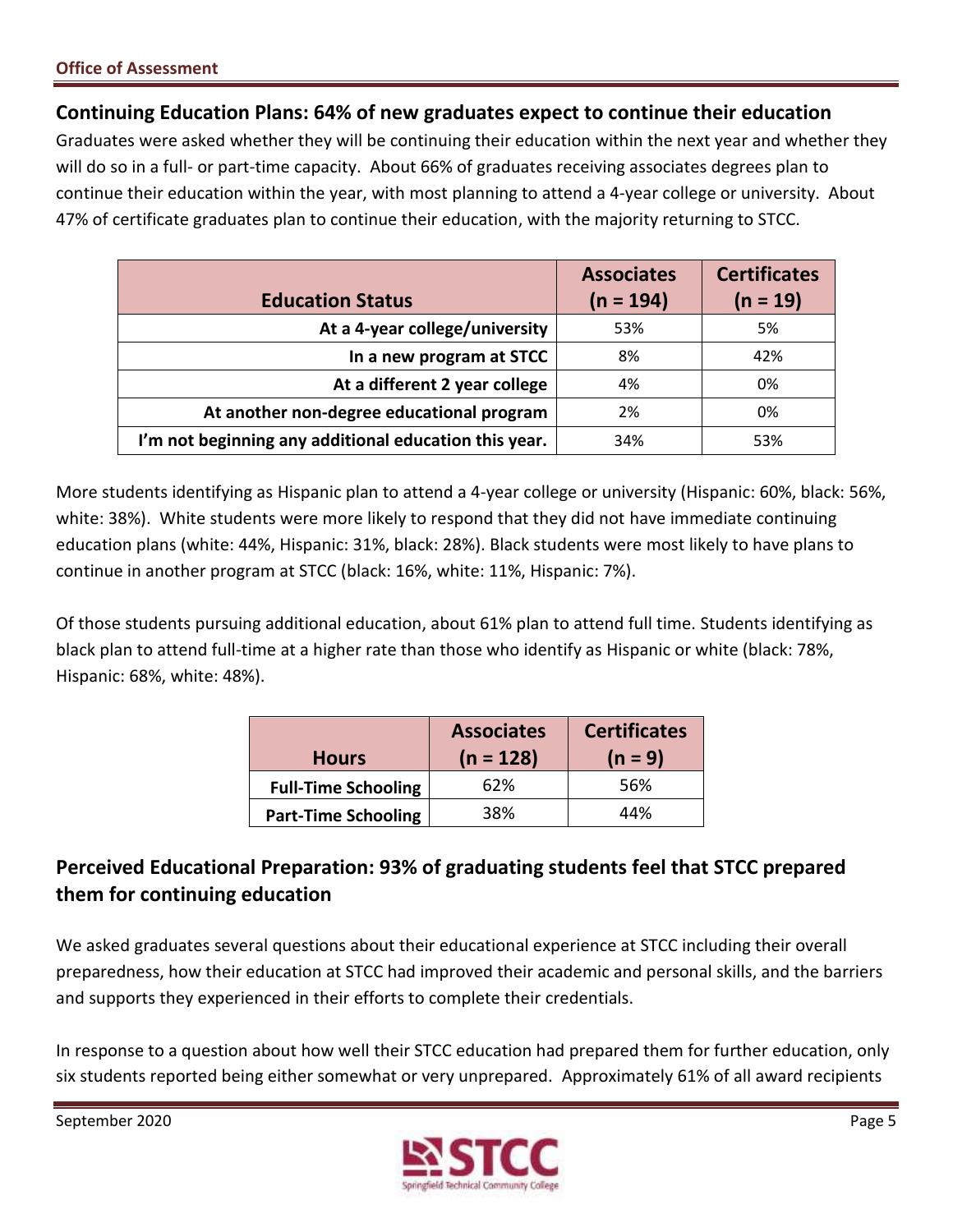## Continuing Education Plans: 64% of new graduates expect to continue their education

Graduates were asked whether they will be continuing their education within the next year and whether they will do so in a full- or part-time capacity. About 66% of graduates receiving associates degrees plan to continue their education within the year, with most planning to attend a 4-year college or university. About 47% of certificate graduates plan to continue their education, with the majority returning to STCC.

| Education Status | Associates (n = 194) | Certificates (n = 19) |
|---|---|---|
| At a 4-year college/university | 53% | 5% |
| In a new program at STCC | 8% | 42% |
| At a different 2 year college | 4% | 0% |
| At another non-degree educational program | 2% | 0% |
| I'm not beginning any additional education this year. | 34% | 53% |

More students identifying as Hispanic plan to attend a 4-year college or university (Hispanic: 60%, black: 56%, white: 38%). White students were more likely to respond that they did not have immediate continuing education plans (white: 44%, Hispanic: 31%, black: 28%). Black students were most likely to have plans to continue in another program at STCC (black: 16%, white: 11%, Hispanic: 7%).

Of those students pursuing additional education, about 61% plan to attend full time. Students identifying as black plan to attend full-time at a higher rate than those who identify as Hispanic or white (black: 78%, Hispanic: 68%, white: 48%).

| Hours | Associates (n = 128) | Certificates (n = 9) |
|---|---|---|
| Full-Time Schooling | 62% | 56% |
| Part-Time Schooling | 38% | 44% |

## Perceived Educational Preparation: 93% of graduating students feel that STCC prepared them for continuing education

We asked graduates several questions about their educational experience at STCC including their overall preparedness, how their education at STCC had improved their academic and personal skills, and the barriers and supports they experienced in their efforts to complete their credentials.

In response to a question about how well their STCC education had prepared them for further education, only six students reported being either somewhat or very unprepared. Approximately 61% of all award recipients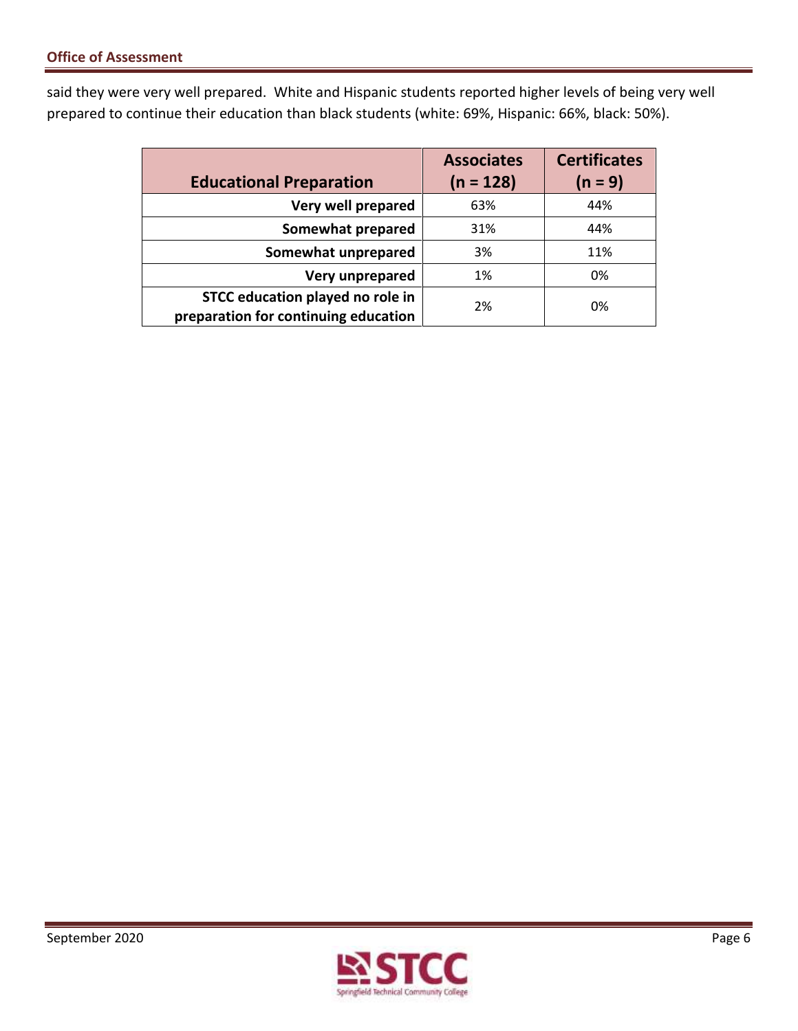said they were very well prepared. White and Hispanic students reported higher levels of being very well prepared to continue their education than black students (white: 69%, Hispanic: 66%, black: 50%).

| Educational Preparation | Associates (n = 128) | Certificates (n = 9) |
| --- | --- | --- |
| Very well prepared | 63% | 44% |
| Somewhat prepared | 31% | 44% |
| Somewhat unprepared | 3% | 11% |
| Very unprepared | 1% | 0% |
| STCC education played no role in preparation for continuing education | 2% | 0% |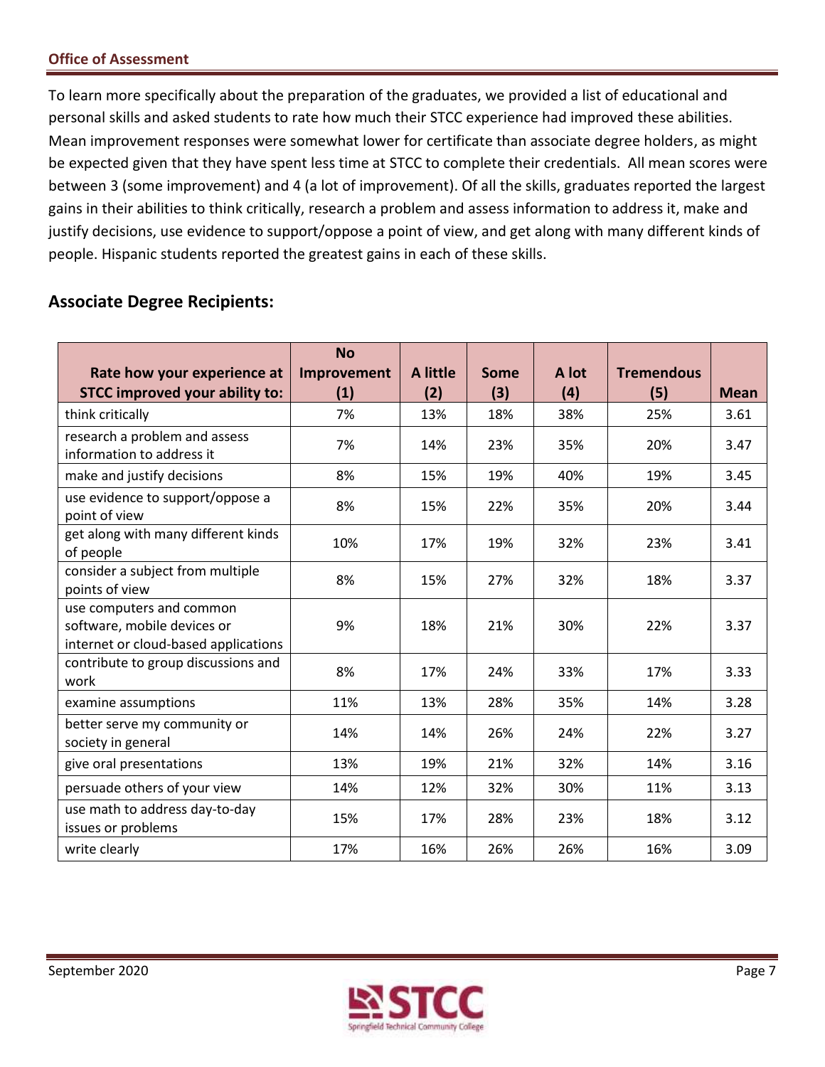To learn more specifically about the preparation of the graduates, we provided a list of educational and personal skills and asked students to rate how much their STCC experience had improved these abilities. Mean improvement responses were somewhat lower for certificate than associate degree holders, as might be expected given that they have spent less time at STCC to complete their credentials. All mean scores were between 3 (some improvement) and 4 (a lot of improvement). Of all the skills, graduates reported the largest gains in their abilities to think critically, research a problem and assess information to address it, make and justify decisions, use evidence to support/oppose a point of view, and get along with many different kinds of people. Hispanic students reported the greatest gains in each of these skills.

## Associate Degree Recipients:

| Rate how your experience at STCC improved your ability to: | No Improvement (1) | A little (2) | Some (3) | A lot (4) | Tremendous (5) | Mean |
|---|---|---|---|---|---|---|
| think critically | 7% | 13% | 18% | 38% | 25% | 3.61 |
| research a problem and assess information to address it | 7% | 14% | 23% | 35% | 20% | 3.47 |
| make and justify decisions | 8% | 15% | 19% | 40% | 19% | 3.45 |
| use evidence to support/oppose a point of view | 8% | 15% | 22% | 35% | 20% | 3.44 |
| get along with many different kinds of people | 10% | 17% | 19% | 32% | 23% | 3.41 |
| consider a subject from multiple points of view | 8% | 15% | 27% | 32% | 18% | 3.37 |
| use computers and common software, mobile devices or internet or cloud-based applications | 9% | 18% | 21% | 30% | 22% | 3.37 |
| contribute to group discussions and work | 8% | 17% | 24% | 33% | 17% | 3.33 |
| examine assumptions | 11% | 13% | 28% | 35% | 14% | 3.28 |
| better serve my community or society in general | 14% | 14% | 26% | 24% | 22% | 3.27 |
| give oral presentations | 13% | 19% | 21% | 32% | 14% | 3.16 |
| persuade others of your view | 14% | 12% | 32% | 30% | 11% | 3.13 |
| use math to address day-to-day issues or problems | 15% | 17% | 28% | 23% | 18% | 3.12 |
| write clearly | 17% | 16% | 26% | 26% | 16% | 3.09 |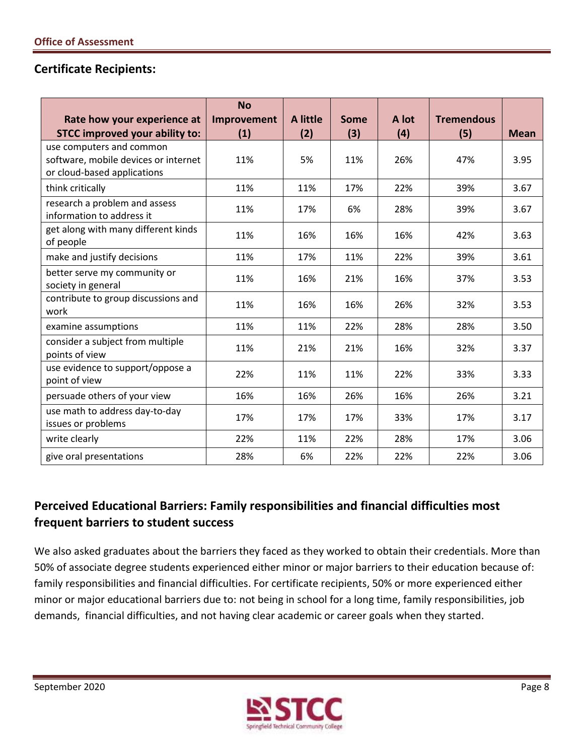## Certificate Recipients:

| Rate how your experience at STCC improved your ability to: | No Improvement (1) | A little (2) | Some (3) | A lot (4) | Tremendous (5) | Mean |
|---|---|---|---|---|---|---|
| use computers and common software, mobile devices or internet or cloud-based applications | 11% | 5% | 11% | 26% | 47% | 3.95 |
| think critically | 11% | 11% | 17% | 22% | 39% | 3.67 |
| research a problem and assess information to address it | 11% | 17% | 6% | 28% | 39% | 3.67 |
| get along with many different kinds of people | 11% | 16% | 16% | 16% | 42% | 3.63 |
| make and justify decisions | 11% | 17% | 11% | 22% | 39% | 3.61 |
| better serve my community or society in general | 11% | 16% | 21% | 16% | 37% | 3.53 |
| contribute to group discussions and work | 11% | 16% | 16% | 26% | 32% | 3.53 |
| examine assumptions | 11% | 11% | 22% | 28% | 28% | 3.50 |
| consider a subject from multiple points of view | 11% | 21% | 21% | 16% | 32% | 3.37 |
| use evidence to support/oppose a point of view | 22% | 11% | 11% | 22% | 33% | 3.33 |
| persuade others of your view | 16% | 16% | 26% | 16% | 26% | 3.21 |
| use math to address day-to-day issues or problems | 17% | 17% | 17% | 33% | 17% | 3.17 |
| write clearly | 22% | 11% | 22% | 28% | 17% | 3.06 |
| give oral presentations | 28% | 6% | 22% | 22% | 22% | 3.06 |

## Perceived Educational Barriers: Family responsibilities and financial difficulties most frequent barriers to student success

We also asked graduates about the barriers they faced as they worked to obtain their credentials. More than 50% of associate degree students experienced either minor or major barriers to their education because of: family responsibilities and financial difficulties. For certificate recipients, 50% or more experienced either minor or major educational barriers due to: not being in school for a long time, family responsibilities, job demands, financial difficulties, and not having clear academic or career goals when they started.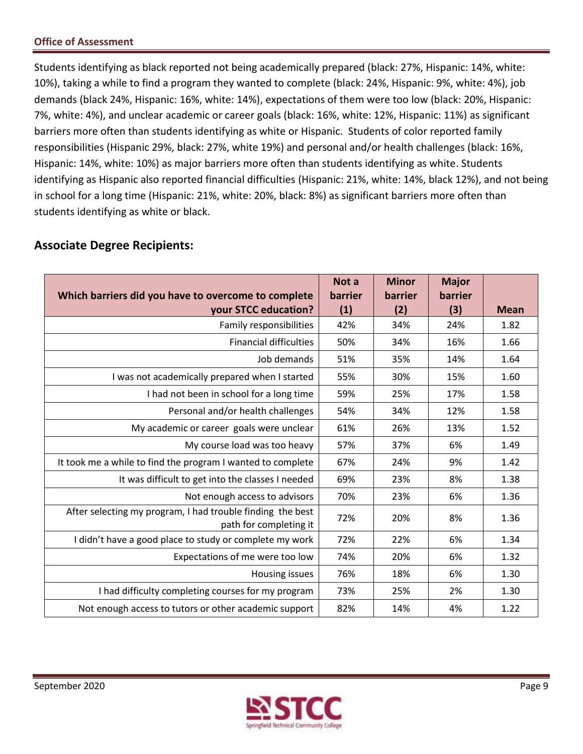Students identifying as black reported not being academically prepared (black: 27%, Hispanic: 14%, white: 10%), taking a while to find a program they wanted to complete (black: 24%, Hispanic: 9%, white: 4%), job demands (black 24%, Hispanic: 16%, white: 14%), expectations of them were too low (black: 20%, Hispanic: 7%, white: 4%), and unclear academic or career goals (black: 16%, white: 12%, Hispanic: 11%) as significant barriers more often than students identifying as white or Hispanic. Students of color reported family responsibilities (Hispanic 29%, black: 27%, white 19%) and personal and/or health challenges (black: 16%, Hispanic: 14%, white: 10%) as major barriers more often than students identifying as white. Students identifying as Hispanic also reported financial difficulties (Hispanic: 21%, white: 14%, black 12%), and not being in school for a long time (Hispanic: 21%, white: 20%, black: 8%) as significant barriers more often than students identifying as white or black.

## Associate Degree Recipients:

| Which barriers did you have to overcome to complete your STCC education? | Not a barrier (1) | Minor barrier (2) | Major barrier (3) | Mean |
|---|---|---|---|---|
| Family responsibilities | 42% | 34% | 24% | 1.82 |
| Financial difficulties | 50% | 34% | 16% | 1.66 |
| Job demands | 51% | 35% | 14% | 1.64 |
| I was not academically prepared when I started | 55% | 30% | 15% | 1.60 |
| I had not been in school for a long time | 59% | 25% | 17% | 1.58 |
| Personal and/or health challenges | 54% | 34% | 12% | 1.58 |
| My academic or career goals were unclear | 61% | 26% | 13% | 1.52 |
| My course load was too heavy | 57% | 37% | 6% | 1.49 |
| It took me a while to find the program I wanted to complete | 67% | 24% | 9% | 1.42 |
| It was difficult to get into the classes I needed | 69% | 23% | 8% | 1.38 |
| Not enough access to advisors | 70% | 23% | 6% | 1.36 |
| After selecting my program, I had trouble finding the best path for completing it | 72% | 20% | 8% | 1.36 |
| I didn't have a good place to study or complete my work | 72% | 22% | 6% | 1.34 |
| Expectations of me were too low | 74% | 20% | 6% | 1.32 |
| Housing issues | 76% | 18% | 6% | 1.30 |
| I had difficulty completing courses for my program | 73% | 25% | 2% | 1.30 |
| Not enough access to tutors or other academic support | 82% | 14% | 4% | 1.22 |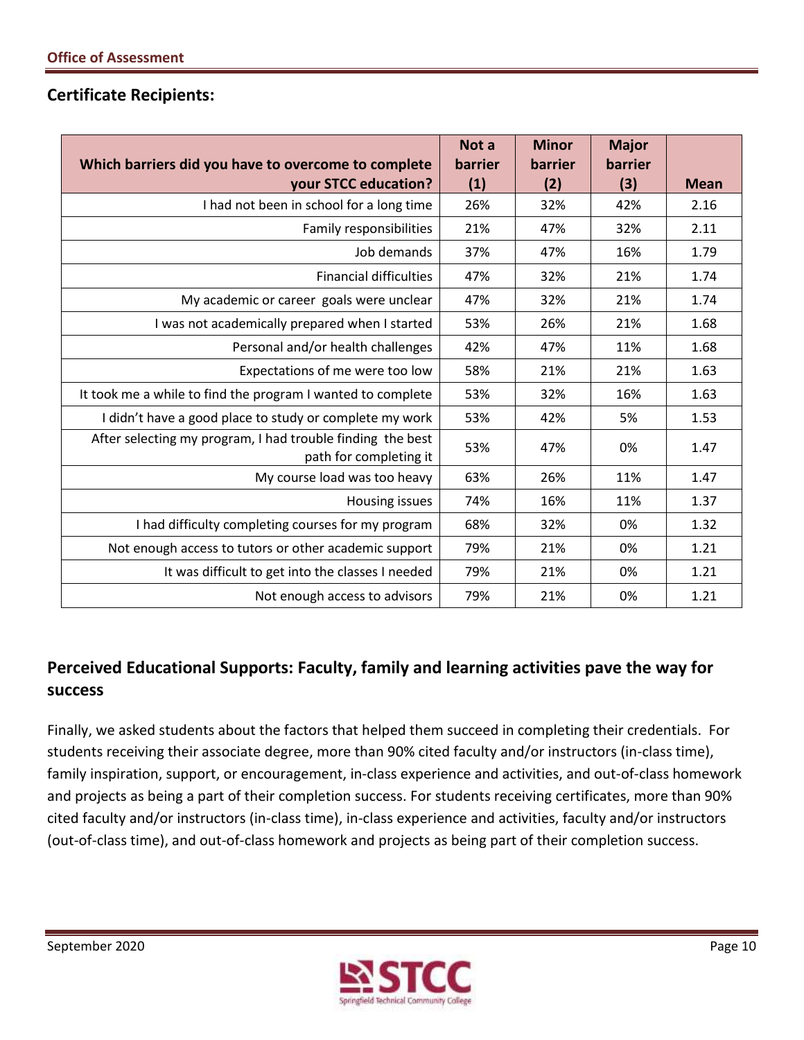## Certificate Recipients:

| Which barriers did you have to overcome to complete your STCC education? | Not a barrier (1) | Minor barrier (2) | Major barrier (3) | Mean |
|---|---|---|---|---|
| I had not been in school for a long time | 26% | 32% | 42% | 2.16 |
| Family responsibilities | 21% | 47% | 32% | 2.11 |
| Job demands | 37% | 47% | 16% | 1.79 |
| Financial difficulties | 47% | 32% | 21% | 1.74 |
| My academic or career goals were unclear | 47% | 32% | 21% | 1.74 |
| I was not academically prepared when I started | 53% | 26% | 21% | 1.68 |
| Personal and/or health challenges | 42% | 47% | 11% | 1.68 |
| Expectations of me were too low | 58% | 21% | 21% | 1.63 |
| It took me a while to find the program I wanted to complete | 53% | 32% | 16% | 1.63 |
| I didn't have a good place to study or complete my work | 53% | 42% | 5% | 1.53 |
| After selecting my program, I had trouble finding the best path for completing it | 53% | 47% | 0% | 1.47 |
| My course load was too heavy | 63% | 26% | 11% | 1.47 |
| Housing issues | 74% | 16% | 11% | 1.37 |
| I had difficulty completing courses for my program | 68% | 32% | 0% | 1.32 |
| Not enough access to tutors or other academic support | 79% | 21% | 0% | 1.21 |
| It was difficult to get into the classes I needed | 79% | 21% | 0% | 1.21 |
| Not enough access to advisors | 79% | 21% | 0% | 1.21 |

## Perceived Educational Supports: Faculty, family and learning activities pave the way for success

Finally, we asked students about the factors that helped them succeed in completing their credentials. For students receiving their associate degree, more than 90% cited faculty and/or instructors (in-class time), family inspiration, support, or encouragement, in-class experience and activities, and out-of-class homework and projects as being a part of their completion success. For students receiving certificates, more than 90% cited faculty and/or instructors (in-class time), in-class experience and activities, faculty and/or instructors (out-of-class time), and out-of-class homework and projects as being part of their completion success.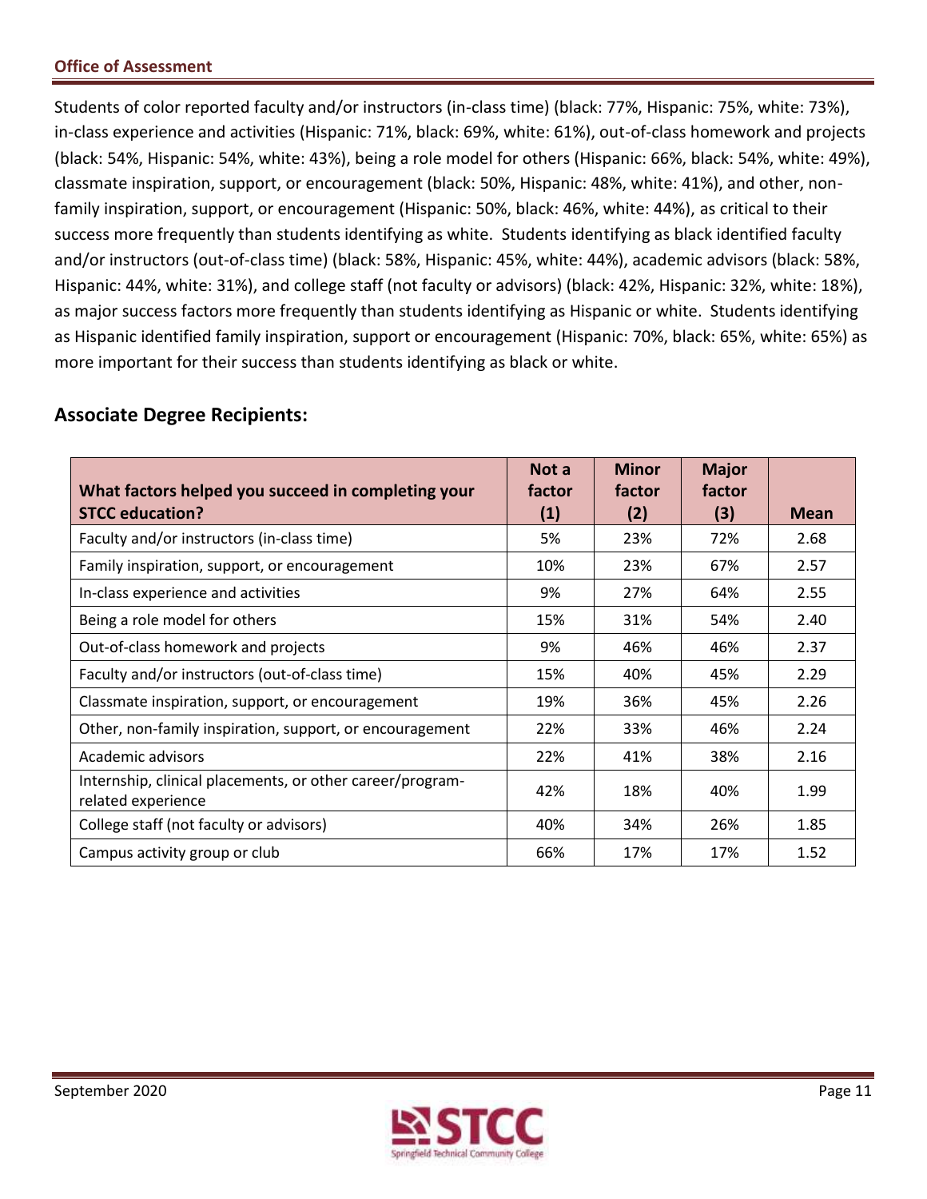Students of color reported faculty and/or instructors (in-class time) (black: 77%, Hispanic: 75%, white: 73%), in-class experience and activities (Hispanic: 71%, black: 69%, white: 61%), out-of-class homework and projects (black: 54%, Hispanic: 54%, white: 43%), being a role model for others (Hispanic: 66%, black: 54%, white: 49%), classmate inspiration, support, or encouragement (black: 50%, Hispanic: 48%, white: 41%), and other, non-family inspiration, support, or encouragement (Hispanic: 50%, black: 46%, white: 44%), as critical to their success more frequently than students identifying as white. Students identifying as black identified faculty and/or instructors (out-of-class time) (black: 58%, Hispanic: 45%, white: 44%), academic advisors (black: 58%, Hispanic: 44%, white: 31%), and college staff (not faculty or advisors) (black: 42%, Hispanic: 32%, white: 18%), as major success factors more frequently than students identifying as Hispanic or white. Students identifying as Hispanic identified family inspiration, support or encouragement (Hispanic: 70%, black: 65%, white: 65%) as more important for their success than students identifying as black or white.

## Associate Degree Recipients:

| What factors helped you succeed in completing your STCC education? | Not a factor (1) | Minor factor (2) | Major factor (3) | Mean |
|---|---|---|---|---|
| Faculty and/or instructors (in-class time) | 5% | 23% | 72% | 2.68 |
| Family inspiration, support, or encouragement | 10% | 23% | 67% | 2.57 |
| In-class experience and activities | 9% | 27% | 64% | 2.55 |
| Being a role model for others | 15% | 31% | 54% | 2.40 |
| Out-of-class homework and projects | 9% | 46% | 46% | 2.37 |
| Faculty and/or instructors (out-of-class time) | 15% | 40% | 45% | 2.29 |
| Classmate inspiration, support, or encouragement | 19% | 36% | 45% | 2.26 |
| Other, non-family inspiration, support, or encouragement | 22% | 33% | 46% | 2.24 |
| Academic advisors | 22% | 41% | 38% | 2.16 |
| Internship, clinical placements, or other career/program-related experience | 42% | 18% | 40% | 1.99 |
| College staff (not faculty or advisors) | 40% | 34% | 26% | 1.85 |
| Campus activity group or club | 66% | 17% | 17% | 1.52 |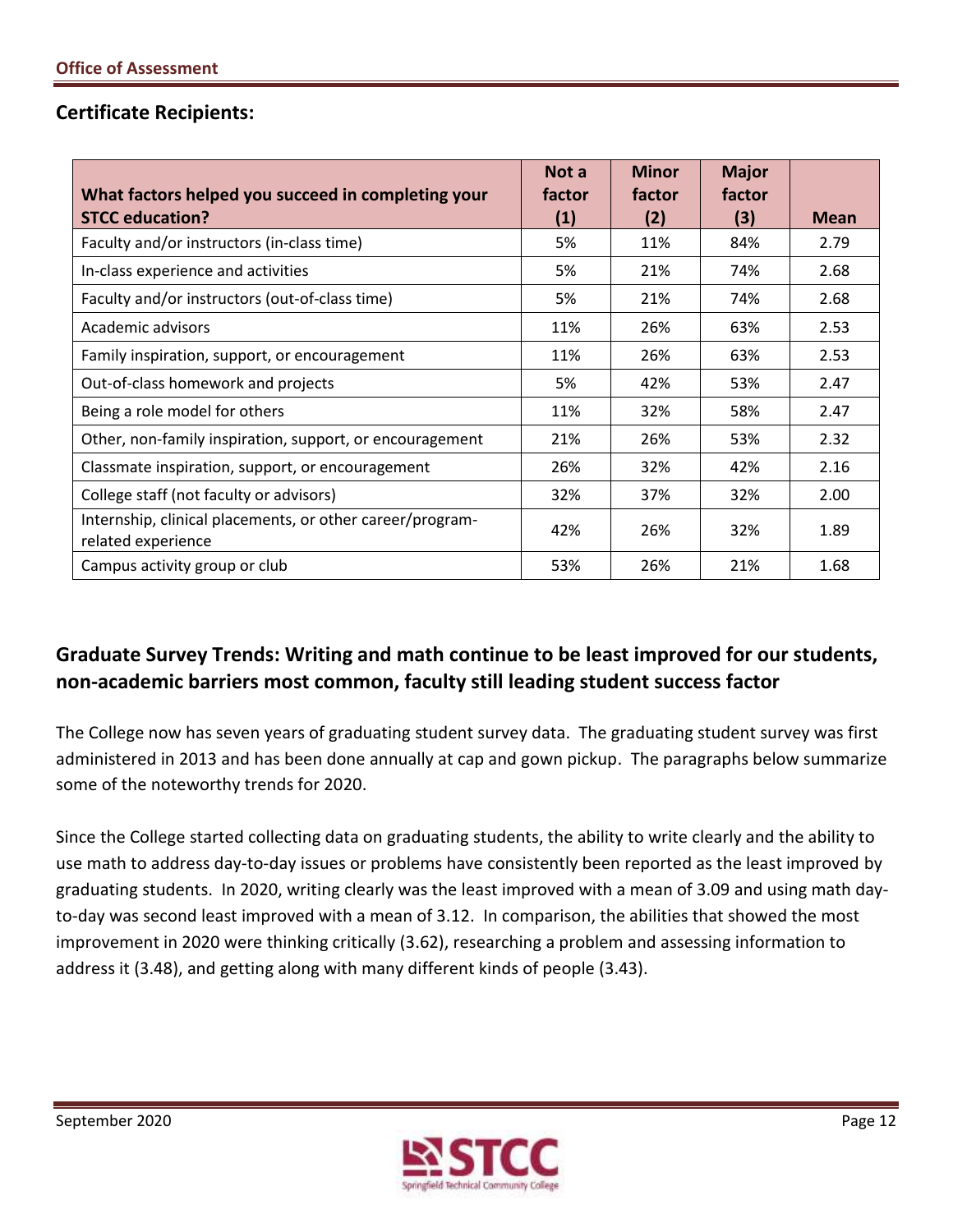## Certificate Recipients:

| What factors helped you succeed in completing your STCC education? | Not a factor (1) | Minor factor (2) | Major factor (3) | Mean |
|---|---|---|---|---|
| Faculty and/or instructors (in-class time) | 5% | 11% | 84% | 2.79 |
| In-class experience and activities | 5% | 21% | 74% | 2.68 |
| Faculty and/or instructors (out-of-class time) | 5% | 21% | 74% | 2.68 |
| Academic advisors | 11% | 26% | 63% | 2.53 |
| Family inspiration, support, or encouragement | 11% | 26% | 63% | 2.53 |
| Out-of-class homework and projects | 5% | 42% | 53% | 2.47 |
| Being a role model for others | 11% | 32% | 58% | 2.47 |
| Other, non-family inspiration, support, or encouragement | 21% | 26% | 53% | 2.32 |
| Classmate inspiration, support, or encouragement | 26% | 32% | 42% | 2.16 |
| College staff (not faculty or advisors) | 32% | 37% | 32% | 2.00 |
| Internship, clinical placements, or other career/program-related experience | 42% | 26% | 32% | 1.89 |
| Campus activity group or club | 53% | 26% | 21% | 1.68 |

## Graduate Survey Trends: Writing and math continue to be least improved for our students, non-academic barriers most common, faculty still leading student success factor

The College now has seven years of graduating student survey data. The graduating student survey was first administered in 2013 and has been done annually at cap and gown pickup. The paragraphs below summarize some of the noteworthy trends for 2020.

Since the College started collecting data on graduating students, the ability to write clearly and the ability to use math to address day-to-day issues or problems have consistently been reported as the least improved by graduating students. In 2020, writing clearly was the least improved with a mean of 3.09 and using math day-to-day was second least improved with a mean of 3.12. In comparison, the abilities that showed the most improvement in 2020 were thinking critically (3.62), researching a problem and assessing information to address it (3.48), and getting along with many different kinds of people (3.43).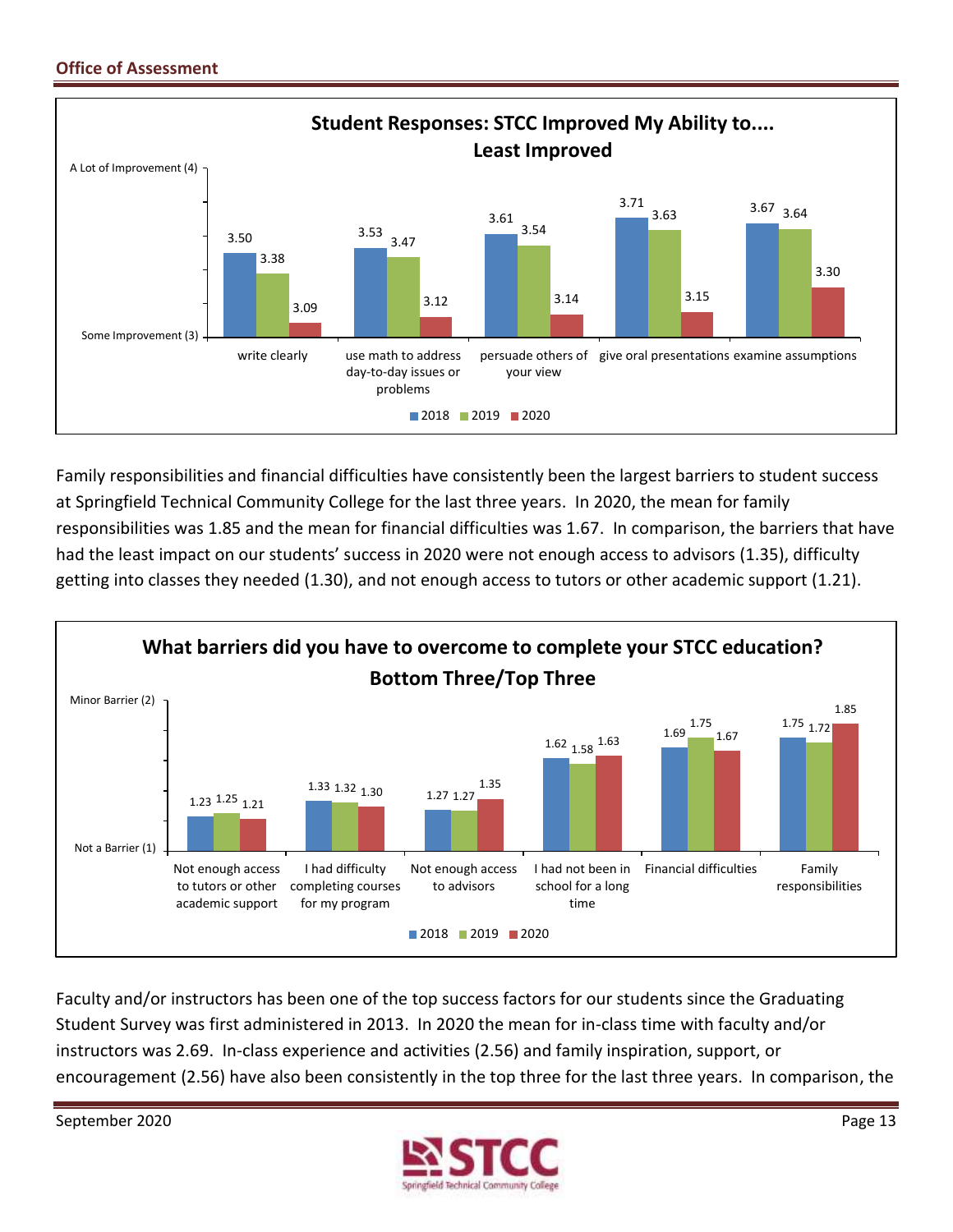**Student Responses: STCC Improved My Ability to.... Least Improved**

| | 2018 | 2019 | 2020 |
|---|---|---|---|
| write clearly | 3.50 | 3.38 | 3.09 |
| use math to address day-to-day issues or problems | 3.53 | 3.47 | 3.12 |
| persuade others of your view | 3.61 | 3.54 | 3.14 |
| give oral presentations | 3.71 | 3.63 | 3.15 |
| examine assumptions | 3.67 | 3.64 | 3.30 |

Scale: Some Improvement (3) to A Lot of Improvement (4)

Family responsibilities and financial difficulties have consistently been the largest barriers to student success at Springfield Technical Community College for the last three years. In 2020, the mean for family responsibilities was 1.85 and the mean for financial difficulties was 1.67. In comparison, the barriers that have had the least impact on our students' success in 2020 were not enough access to advisors (1.35), difficulty getting into classes they needed (1.30), and not enough access to tutors or other academic support (1.21).

**What barriers did you have to overcome to complete your STCC education? Bottom Three/Top Three**

| | 2018 | 2019 | 2020 |
|---|---|---|---|
| Not enough access to tutors or other academic support | 1.23 | 1.25 | 1.21 |
| I had difficulty completing courses for my program | 1.33 | 1.32 | 1.30 |
| Not enough access to advisors | 1.27 | 1.27 | 1.35 |
| I had not been in school for a long time | 1.62 | 1.58 | 1.63 |
| Financial difficulties | 1.69 | 1.75 | 1.67 |
| Family responsibilities | 1.75 | 1.72 | 1.85 |

Scale: Not a Barrier (1) to Minor Barrier (2)

Faculty and/or instructors has been one of the top success factors for our students since the Graduating Student Survey was first administered in 2013. In 2020 the mean for in-class time with faculty and/or instructors was 2.69. In-class experience and activities (2.56) and family inspiration, support, or encouragement (2.56) have also been consistently in the top three for the last three years. In comparison, the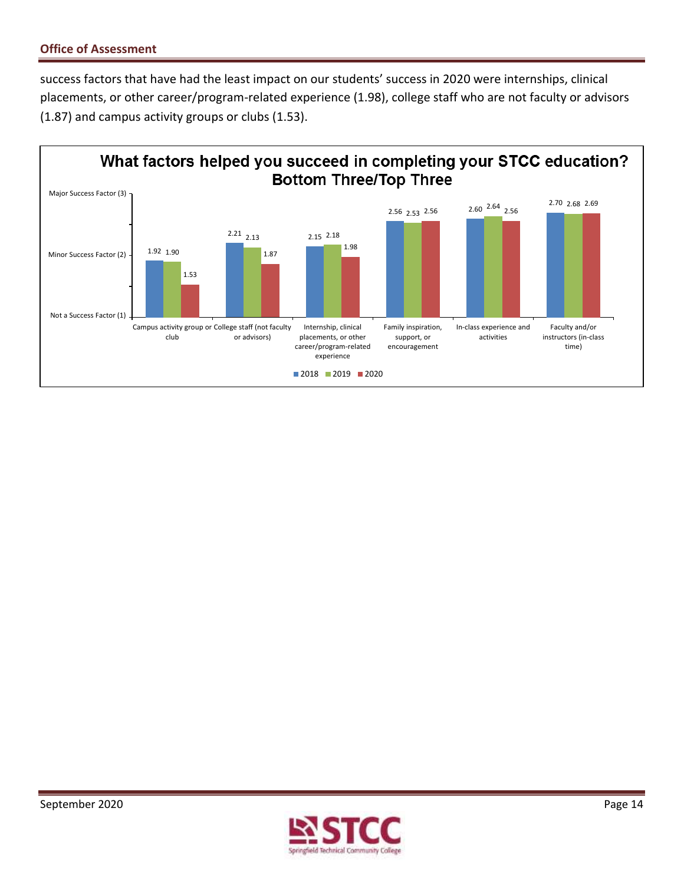success factors that have had the least impact on our students' success in 2020 were internships, clinical placements, or other career/program-related experience (1.98), college staff who are not faculty or advisors (1.87) and campus activity groups or clubs (1.53).

**What factors helped you succeed in completing your STCC education? Bottom Three/Top Three**

| Factor | 2018 | 2019 | 2020 |
| --- | --- | --- | --- |
| Campus activity group or club | 1.92 | 1.90 | 1.53 |
| College staff (not faculty or advisors) | 2.21 | 2.13 | 1.87 |
| Internship, clinical placements, or other career/program-related experience | 2.15 | 2.18 | 1.98 |
| Family inspiration, support, or encouragement | 2.56 | 2.53 | 2.56 |
| In-class experience and activities | 2.60 | 2.64 | 2.56 |
| Faculty and/or instructors (in-class time) | 2.70 | 2.68 | 2.69 |

Scale: Not a Success Factor (1), Minor Success Factor (2), Major Success Factor (3)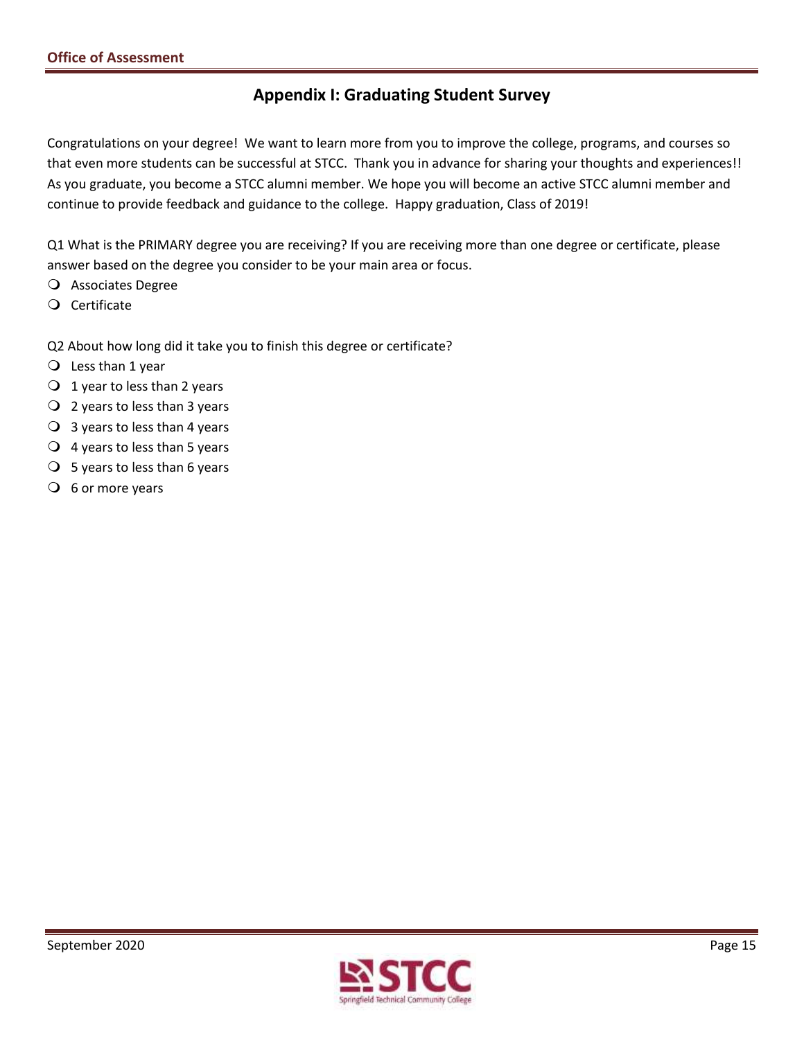## Appendix I: Graduating Student Survey

Congratulations on your degree! We want to learn more from you to improve the college, programs, and courses so that even more students can be successful at STCC. Thank you in advance for sharing your thoughts and experiences!! As you graduate, you become a STCC alumni member. We hope you will become an active STCC alumni member and continue to provide feedback and guidance to the college. Happy graduation, Class of 2019!

Q1 What is the PRIMARY degree you are receiving? If you are receiving more than one degree or certificate, please answer based on the degree you consider to be your main area or focus.

- Associates Degree
- Certificate

Q2 About how long did it take you to finish this degree or certificate?

- Less than 1 year
- 1 year to less than 2 years
- 2 years to less than 3 years
- 3 years to less than 4 years
- 4 years to less than 5 years
- 5 years to less than 6 years
- 6 or more years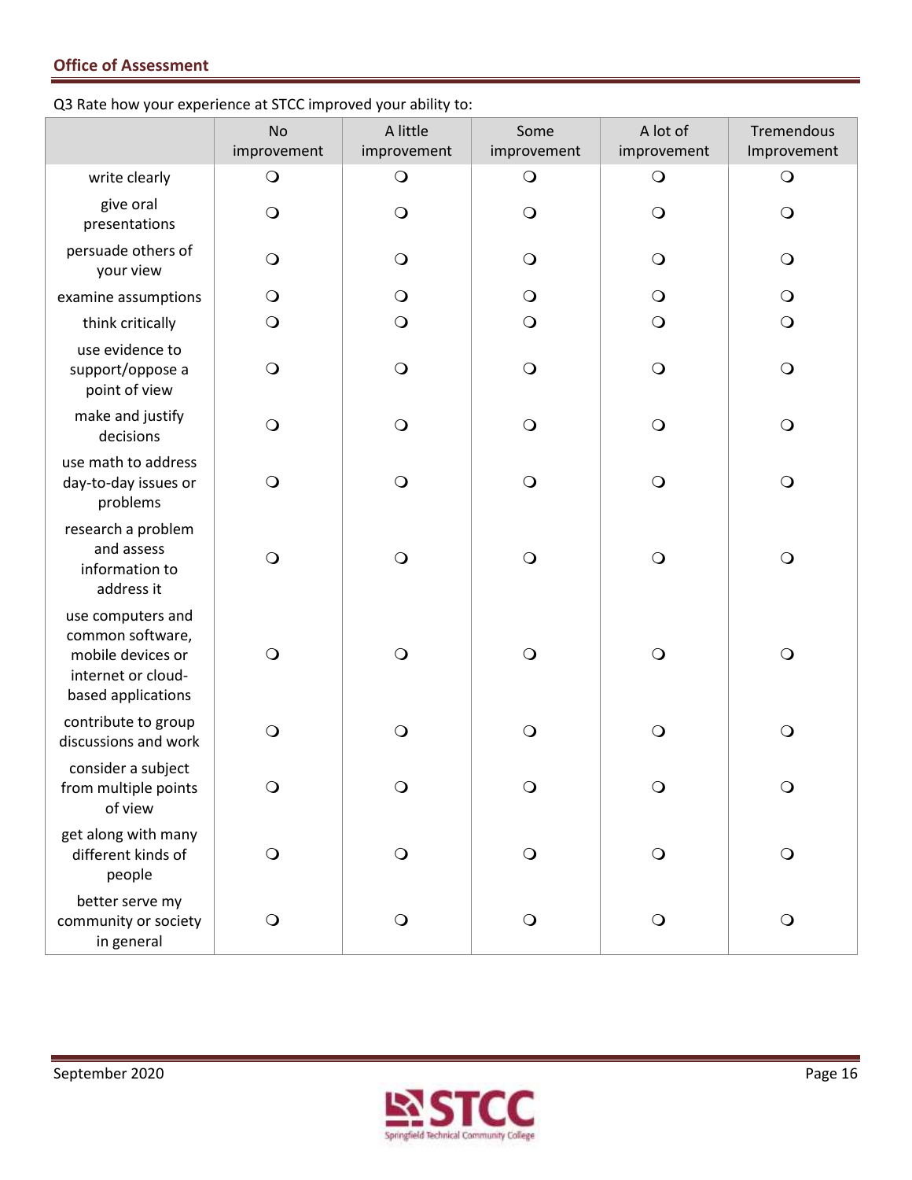Q3 Rate how your experience at STCC improved your ability to:

| | No improvement | A little improvement | Some improvement | A lot of improvement | Tremendous Improvement |
|---|---|---|---|---|---|
| write clearly | ❍ | ❍ | ❍ | ❍ | ❍ |
| give oral presentations | ❍ | ❍ | ❍ | ❍ | ❍ |
| persuade others of your view | ❍ | ❍ | ❍ | ❍ | ❍ |
| examine assumptions | ❍ | ❍ | ❍ | ❍ | ❍ |
| think critically | ❍ | ❍ | ❍ | ❍ | ❍ |
| use evidence to support/oppose a point of view | ❍ | ❍ | ❍ | ❍ | ❍ |
| make and justify decisions | ❍ | ❍ | ❍ | ❍ | ❍ |
| use math to address day-to-day issues or problems | ❍ | ❍ | ❍ | ❍ | ❍ |
| research a problem and assess information to address it | ❍ | ❍ | ❍ | ❍ | ❍ |
| use computers and common software, mobile devices or internet or cloud-based applications | ❍ | ❍ | ❍ | ❍ | ❍ |
| contribute to group discussions and work | ❍ | ❍ | ❍ | ❍ | ❍ |
| consider a subject from multiple points of view | ❍ | ❍ | ❍ | ❍ | ❍ |
| get along with many different kinds of people | ❍ | ❍ | ❍ | ❍ | ❍ |
| better serve my community or society in general | ❍ | ❍ | ❍ | ❍ | ❍ |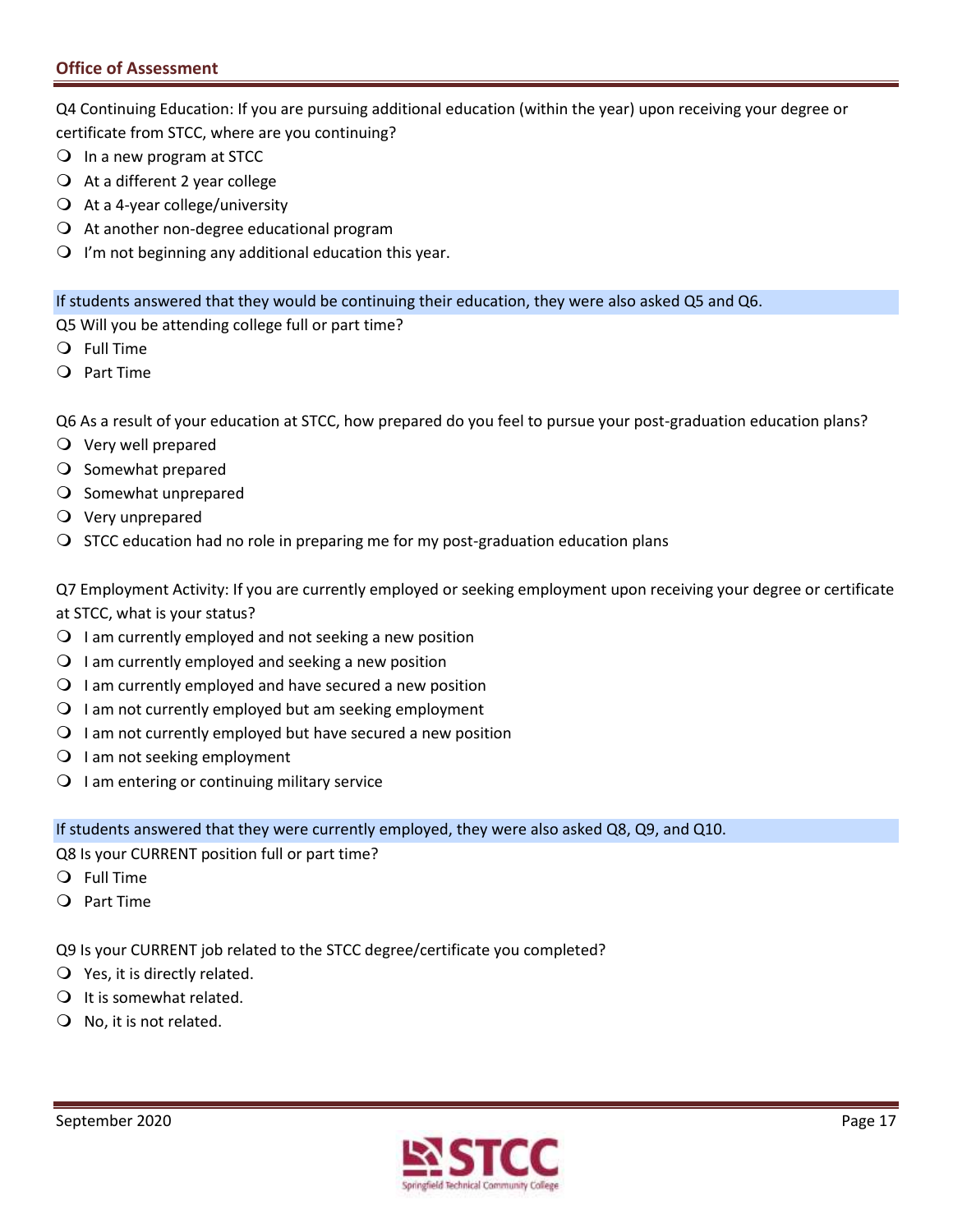Q4 Continuing Education: If you are pursuing additional education (within the year) upon receiving your degree or certificate from STCC, where are you continuing?

- In a new program at STCC
- At a different 2 year college
- At a 4-year college/university
- At another non-degree educational program
- I'm not beginning any additional education this year.

If students answered that they would be continuing their education, they were also asked Q5 and Q6.

Q5 Will you be attending college full or part time?

- Full Time
- Part Time

Q6 As a result of your education at STCC, how prepared do you feel to pursue your post-graduation education plans?

- Very well prepared
- Somewhat prepared
- Somewhat unprepared
- Very unprepared
- STCC education had no role in preparing me for my post-graduation education plans

Q7 Employment Activity: If you are currently employed or seeking employment upon receiving your degree or certificate at STCC, what is your status?

- I am currently employed and not seeking a new position
- I am currently employed and seeking a new position
- I am currently employed and have secured a new position
- I am not currently employed but am seeking employment
- I am not currently employed but have secured a new position
- I am not seeking employment
- I am entering or continuing military service

If students answered that they were currently employed, they were also asked Q8, Q9, and Q10.

Q8 Is your CURRENT position full or part time?

- Full Time
- Part Time

Q9 Is your CURRENT job related to the STCC degree/certificate you completed?

- Yes, it is directly related.
- It is somewhat related.
- No, it is not related.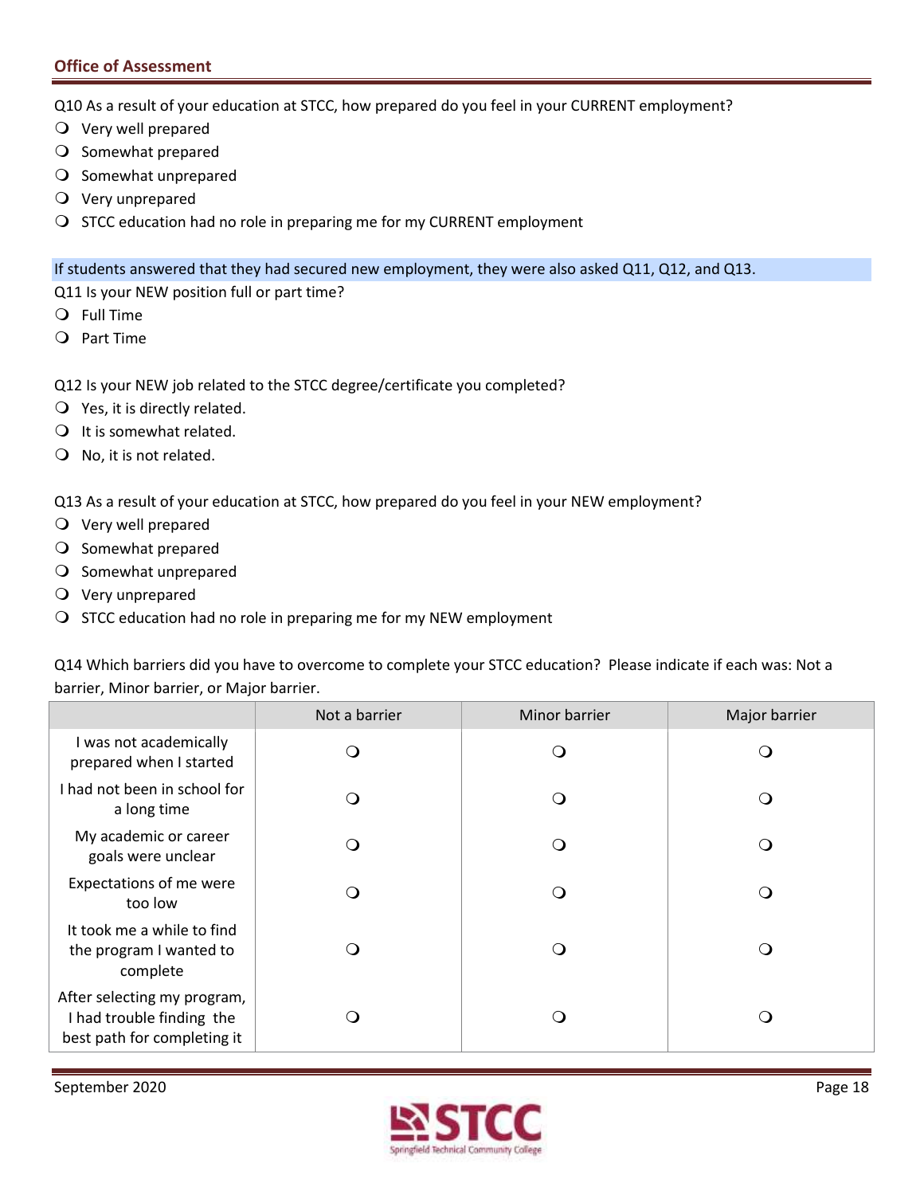Q10 As a result of your education at STCC, how prepared do you feel in your CURRENT employment?

- ❍ Very well prepared
- ❍ Somewhat prepared
- ❍ Somewhat unprepared
- ❍ Very unprepared
- ❍ STCC education had no role in preparing me for my CURRENT employment

If students answered that they had secured new employment, they were also asked Q11, Q12, and Q13.

Q11 Is your NEW position full or part time?

- ❍ Full Time
- ❍ Part Time

Q12 Is your NEW job related to the STCC degree/certificate you completed?

- ❍ Yes, it is directly related.
- ❍ It is somewhat related.
- ❍ No, it is not related.

Q13 As a result of your education at STCC, how prepared do you feel in your NEW employment?

- ❍ Very well prepared
- ❍ Somewhat prepared
- ❍ Somewhat unprepared
- ❍ Very unprepared
- ❍ STCC education had no role in preparing me for my NEW employment

Q14 Which barriers did you have to overcome to complete your STCC education? Please indicate if each was: Not a barrier, Minor barrier, or Major barrier.

| | Not a barrier | Minor barrier | Major barrier |
|---|---|---|---|
| I was not academically prepared when I started | ❍ | ❍ | ❍ |
| I had not been in school for a long time | ❍ | ❍ | ❍ |
| My academic or career goals were unclear | ❍ | ❍ | ❍ |
| Expectations of me were too low | ❍ | ❍ | ❍ |
| It took me a while to find the program I wanted to complete | ❍ | ❍ | ❍ |
| After selecting my program, I had trouble finding the best path for completing it | ❍ | ❍ | ❍ |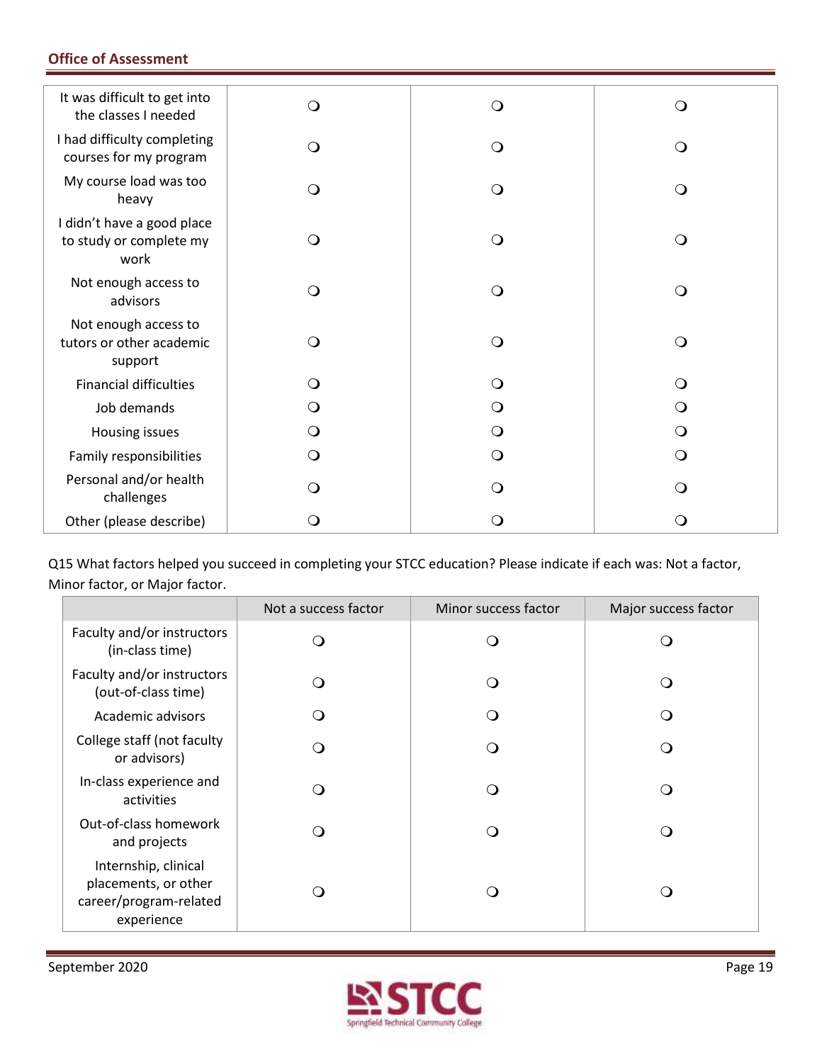| | | | |
|---|---|---|---|
| It was difficult to get into the classes I needed | ❍ | ❍ | ❍ |
| I had difficulty completing courses for my program | ❍ | ❍ | ❍ |
| My course load was too heavy | ❍ | ❍ | ❍ |
| I didn't have a good place to study or complete my work | ❍ | ❍ | ❍ |
| Not enough access to advisors | ❍ | ❍ | ❍ |
| Not enough access to tutors or other academic support | ❍ | ❍ | ❍ |
| Financial difficulties | ❍ | ❍ | ❍ |
| Job demands | ❍ | ❍ | ❍ |
| Housing issues | ❍ | ❍ | ❍ |
| Family responsibilities | ❍ | ❍ | ❍ |
| Personal and/or health challenges | ❍ | ❍ | ❍ |
| Other (please describe) | ❍ | ❍ | ❍ |

Q15 What factors helped you succeed in completing your STCC education? Please indicate if each was: Not a factor, Minor factor, or Major factor.

| | Not a success factor | Minor success factor | Major success factor |
|---|---|---|---|
| Faculty and/or instructors (in-class time) | ❍ | ❍ | ❍ |
| Faculty and/or instructors (out-of-class time) | ❍ | ❍ | ❍ |
| Academic advisors | ❍ | ❍ | ❍ |
| College staff (not faculty or advisors) | ❍ | ❍ | ❍ |
| In-class experience and activities | ❍ | ❍ | ❍ |
| Out-of-class homework and projects | ❍ | ❍ | ❍ |
| Internship, clinical placements, or other career/program-related experience | ❍ | ❍ | ❍ |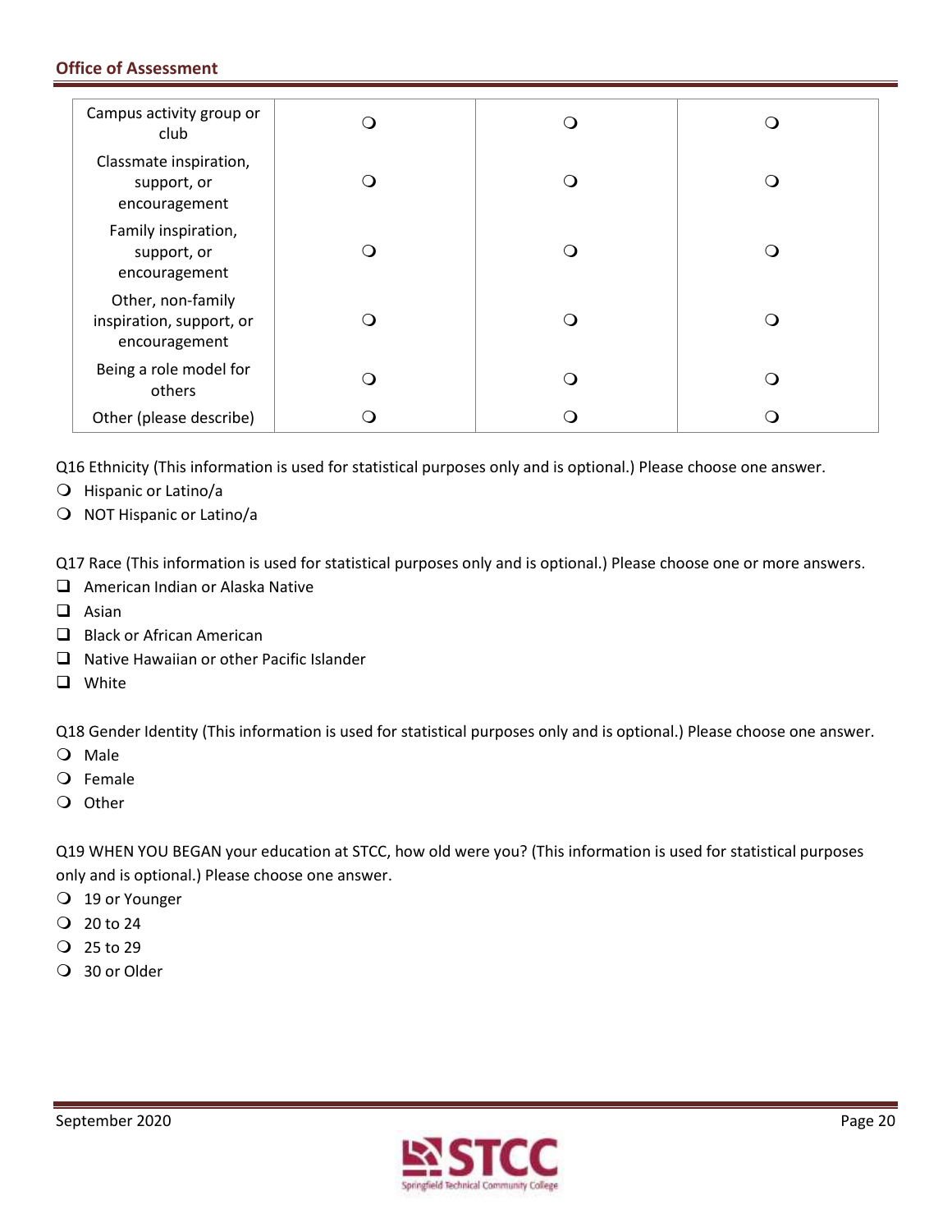| | | | |
|---|---|---|---|
| Campus activity group or club | ❍ | ❍ | ❍ |
| Classmate inspiration, support, or encouragement | ❍ | ❍ | ❍ |
| Family inspiration, support, or encouragement | ❍ | ❍ | ❍ |
| Other, non-family inspiration, support, or encouragement | ❍ | ❍ | ❍ |
| Being a role model for others | ❍ | ❍ | ❍ |
| Other (please describe) | ❍ | ❍ | ❍ |

Q16 Ethnicity (This information is used for statistical purposes only and is optional.) Please choose one answer.

- ❍ Hispanic or Latino/a
- ❍ NOT Hispanic or Latino/a

Q17 Race (This information is used for statistical purposes only and is optional.) Please choose one or more answers.

- ❑ American Indian or Alaska Native
- ❑ Asian
- ❑ Black or African American
- ❑ Native Hawaiian or other Pacific Islander
- ❑ White

Q18 Gender Identity (This information is used for statistical purposes only and is optional.) Please choose one answer.

- ❍ Male
- ❍ Female
- ❍ Other

Q19 WHEN YOU BEGAN your education at STCC, how old were you? (This information is used for statistical purposes only and is optional.) Please choose one answer.

- ❍ 19 or Younger
- ❍ 20 to 24
- ❍ 25 to 29
- ❍ 30 or Older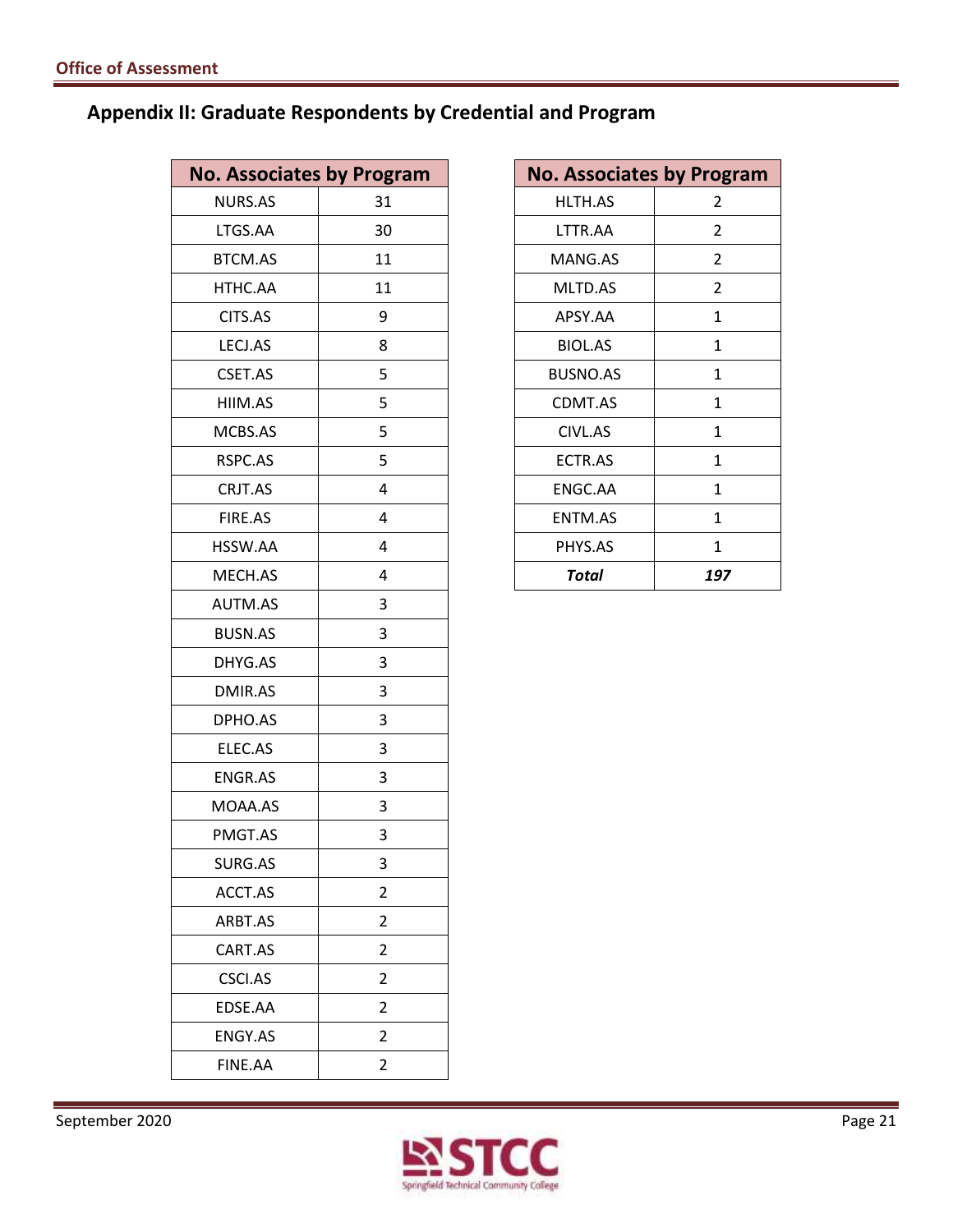## Appendix II: Graduate Respondents by Credential and Program

| No. Associates by Program | |
|---|---|
| NURS.AS | 31 |
| LTGS.AA | 30 |
| BTCM.AS | 11 |
| HTHC.AA | 11 |
| CITS.AS | 9 |
| LECJ.AS | 8 |
| CSET.AS | 5 |
| HIIM.AS | 5 |
| MCBS.AS | 5 |
| RSPC.AS | 5 |
| CRJT.AS | 4 |
| FIRE.AS | 4 |
| HSSW.AA | 4 |
| MECH.AS | 4 |
| AUTM.AS | 3 |
| BUSN.AS | 3 |
| DHYG.AS | 3 |
| DMIR.AS | 3 |
| DPHO.AS | 3 |
| ELEC.AS | 3 |
| ENGR.AS | 3 |
| MOAA.AS | 3 |
| PMGT.AS | 3 |
| SURG.AS | 3 |
| ACCT.AS | 2 |
| ARBT.AS | 2 |
| CART.AS | 2 |
| CSCI.AS | 2 |
| EDSE.AA | 2 |
| ENGY.AS | 2 |
| FINE.AA | 2 |

| No. Associates by Program | |
|---|---|
| HLTH.AS | 2 |
| LTTR.AA | 2 |
| MANG.AS | 2 |
| MLTD.AS | 2 |
| APSY.AA | 1 |
| BIOL.AS | 1 |
| BUSNO.AS | 1 |
| CDMT.AS | 1 |
| CIVL.AS | 1 |
| ECTR.AS | 1 |
| ENGC.AA | 1 |
| ENTM.AS | 1 |
| PHYS.AS | 1 |
| ***Total*** | ***197*** |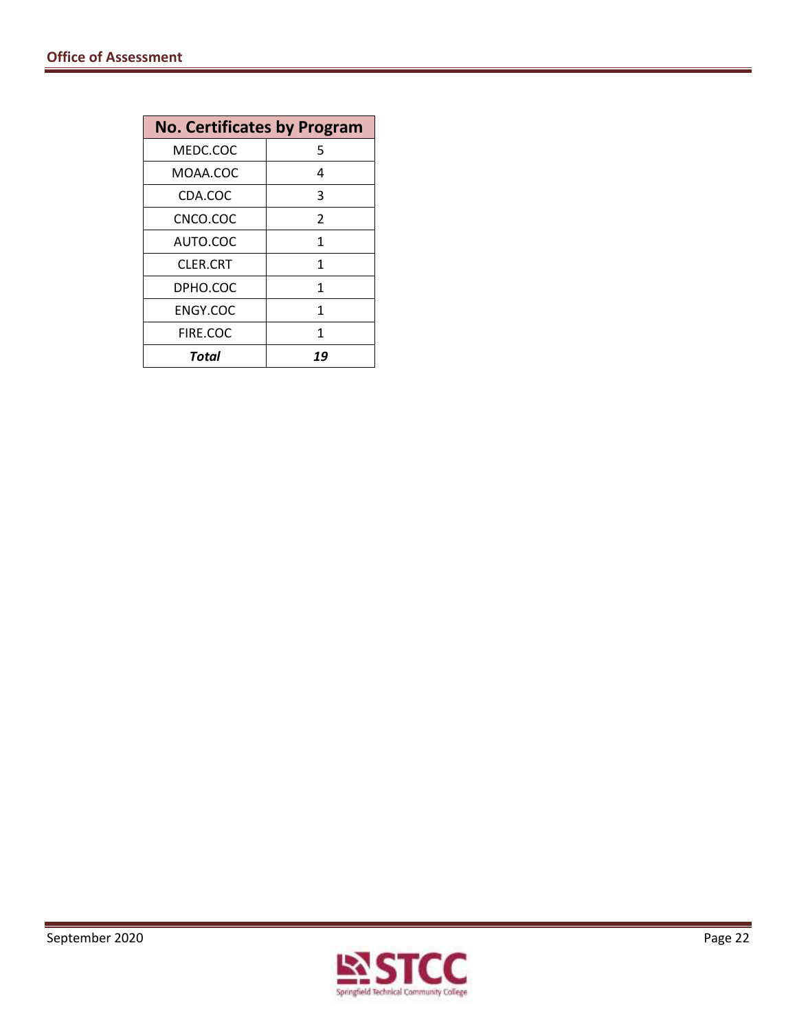| No. Certificates by Program | |
| --- | --- |
| MEDC.COC | 5 |
| MOAA.COC | 4 |
| CDA.COC | 3 |
| CNCO.COC | 2 |
| AUTO.COC | 1 |
| CLER.CRT | 1 |
| DPHO.COC | 1 |
| ENGY.COC | 1 |
| FIRE.COC | 1 |
| ***Total*** | ***19*** |